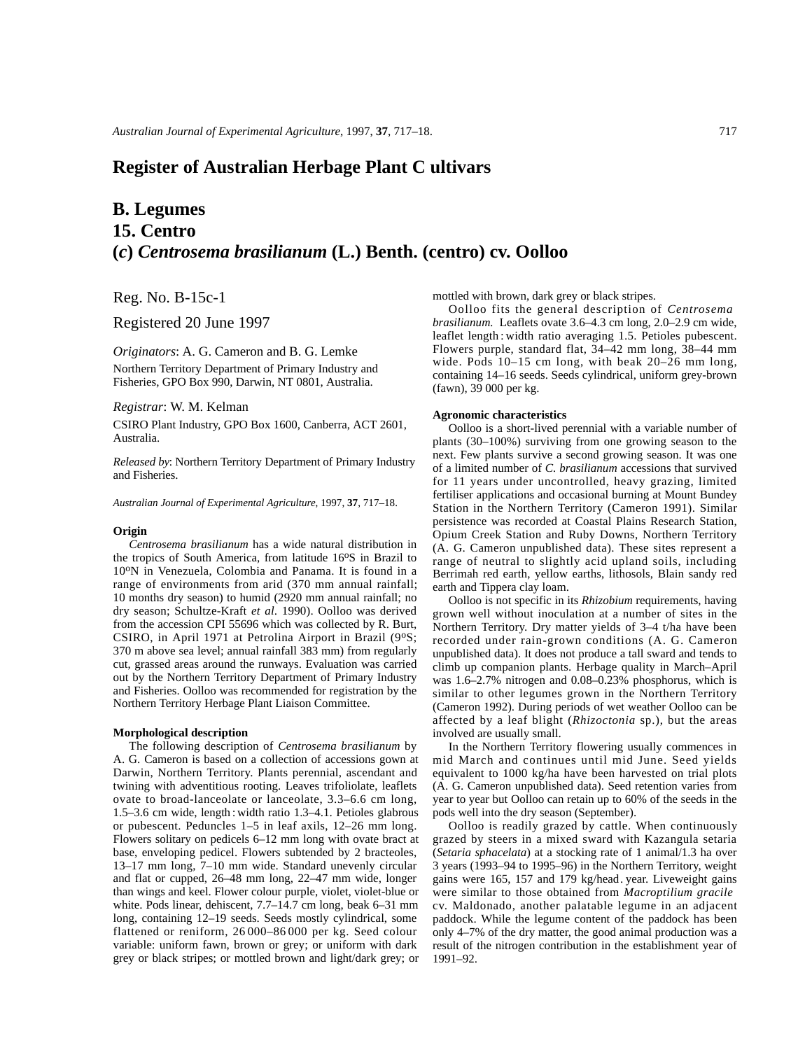# Register of Australian Herbage Plant Cultivars

## B. Legumes

## 15. Centro

## (*c*) *Centrosema brasilianum* (L.) Benth. (centro) cv. Oolloo

Reg. No. B-15c-1

Registered 20 June 1997

*Originators*: A. G. Cameron and B. G. Lemke

Northern Territory Department of Primary Industry and Fisheries, GPO Box 990, Darwin, NT 0801, Australia.

*Registrar*: W. M. Kelman

CSIRO Plant Industry, GPO Box 1600, Canberra, ACT 2601, Australia.

*Released by*: Northern Territory Department of Primary Industry and Fisheries.

*Australian Journal of Experimental Agriculture*, 1997, **37**, 717–18.

### Origin

*Centrosema brasilianum* has a wide natural distribution in the tropics of South America, from latitude 16ºS in Brazil to 10ºN in Venezuela, Colombia and Panama. It is found in a range of environments from arid (370 mm annual rainfall; 10 months dry season) to humid (2920 mm annual rainfall; no dry season; Schultze-Kraft *et al.* 1990). Oolloo was derived from the accession CPI 55696 which was collected by R. Burt, CSIRO, in April 1971 at Petrolina Airport in Brazil (9ºS; 370 m above sea level; annual rainfall 383 mm) from regularly cut, grassed areas around the runways. Evaluation was carried out by the Northern Territory Department of Primary Industry and Fisheries. Oolloo was recommended for registration by the Northern Territory Herbage Plant Liaison Committee.

### Morphological description

The following description of *Centrosema brasilianum* by A. G. Cameron is based on a collection of accessions gown at Darwin, Northern Territory. Plants perennial, ascendant and twining with adventitious rooting. Leaves trifoliolate, leaflets ovate to broad-lanceolate or lanceolate, 3.3–6.6 cm long, 1.5–3.6 cm wide, length : width ratio 1.3–4.1. Petioles glabrous or pubescent. Peduncles 1–5 in leaf axils, 12–26 mm long. Flowers solitary on pedicels 6–12 mm long with ovate bract at base, enveloping pedicel. Flowers subtended by 2 bracteoles, 13–17 mm long, 7–10 mm wide. Standard unevenly circular and flat or cupped, 26–48 mm long, 22–47 mm wide, longer than wings and keel. Flower colour purple, violet, violet-blue or white. Pods linear, dehiscent, 7.7–14.7 cm long, beak 6–31 mm long, containing 12–19 seeds. Seeds mostly cylindrical, some flattened or reniform, 26 000–86 000 per kg. Seed colour variable: uniform fawn, brown or grey; or uniform with dark grey or black stripes; or mottled brown and light/dark grey; or mottled with brown, dark grey or black stripes.

Oolloo fits the general description of *Centrosema brasilianum.* Leaflets ovate 3.6–4.3 cm long, 2.0–2.9 cm wide, leaflet length : width ratio averaging 1.5. Petioles pubescent. Flowers purple, standard flat, 34–42 mm long, 38–44 mm wide. Pods 10–15 cm long, with beak 20–26 mm long, containing 14–16 seeds. Seeds cylindrical, uniform grey-brown (fawn), 39 000 per kg.

### Agronomic characteristics

Oolloo is a short-lived perennial with a variable number of plants (30–100%) surviving from one growing season to the next. Few plants survive a second growing season. It was one of a limited number of *C. brasilianum* accessions that survived for 11 years under uncontrolled, heavy grazing, limited fertiliser applications and occasional burning at Mount Bundey Station in the Northern Territory (Cameron 1991). Similar persistence was recorded at Coastal Plains Research Station, Opium Creek Station and Ruby Downs, Northern Territory (A. G. Cameron unpublished data). These sites represent a range of neutral to slightly acid upland soils, including Berrimah red earth, yellow earths, lithosols, Blain sandy red earth and Tippera clay loam.

Oolloo is not specific in its *Rhizobium* requirements, having grown well without inoculation at a number of sites in the Northern Territory. Dry matter yields of 3–4 t/ha have been recorded under rain-grown conditions (A. G. Cameron unpublished data). It does not produce a tall sward and tends to climb up companion plants. Herbage quality in March–April was 1.6–2.7% nitrogen and 0.08–0.23% phosphorus, which is similar to other legumes grown in the Northern Territory (Cameron 1992). During periods of wet weather Oolloo can be affected by a leaf blight (*Rhizoctonia* sp.), but the areas involved are usually small.

In the Northern Territory flowering usually commences in mid March and continues until mid June. Seed yields equivalent to 1000 kg/ha have been harvested on trial plots (A. G. Cameron unpublished data). Seed retention varies from year to year but Oolloo can retain up to 60% of the seeds in the pods well into the dry season (September).

Oolloo is readily grazed by cattle. When continuously grazed by steers in a mixed sward with Kazangula setaria (*Setaria sphacelata*) at a stocking rate of 1 animal/1.3 ha over 3 years (1993–94 to 1995–96) in the Northern Territory, weight gains were 165, 157 and 179 kg/head. year. Liveweight gains were similar to those obtained from *Macroptilium gracile* cv. Maldonado, another palatable legume in an adjacent paddock. While the legume content of the paddock has been only 4–7% of the dry matter, the good animal production was a result of the nitrogen contribution in the establishment year of 1991–92.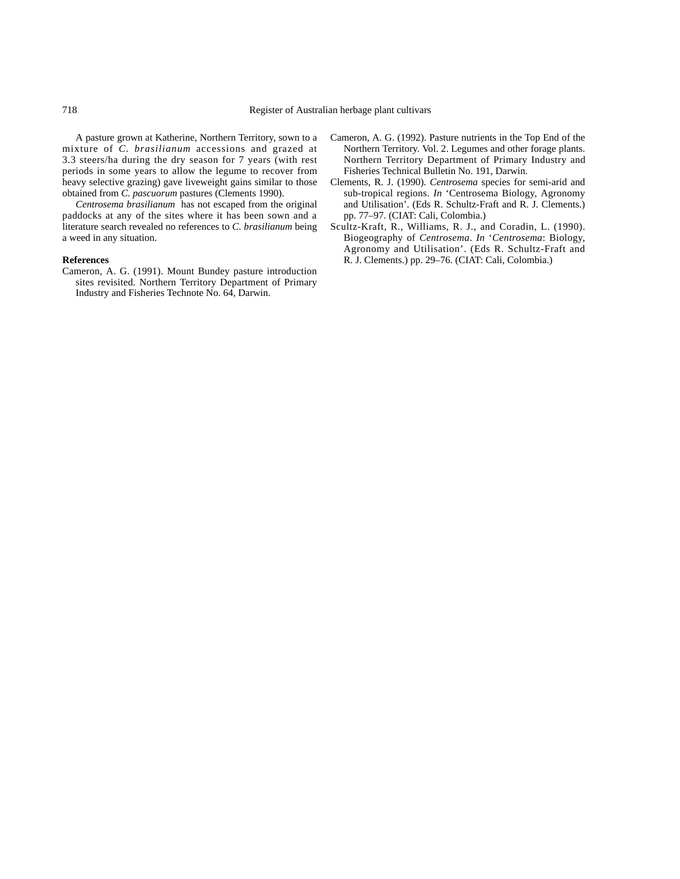A pasture grown at Katherine, Northern Territory, sown to a mixture of *C. brasilianum* accessions and grazed at 3.3 steers/ha during the dry season for 7 years (with rest periods in some years to allow the legume to recover from heavy selective grazing) gave liveweight gains similar to those obtained from *C. pascuorum* pastures (Clements 1990).

*Centrosema brasilianum* has not escaped from the original paddocks at any of the sites where it has been sown and a literature search revealed no references to *C. brasilianum* being a weed in any situation.

**References**

Cameron, A. G. (1991). Mount Bundey pasture introduction sites revisited. Northern Territory Department of Primary Industry and Fisheries Technote No. 64, Darwin.

Cameron, A. G. (1992). Pasture nutrients in the Top End of the Northern Territory. Vol. 2. Legumes and other forage plants. Northern Territory Department of Primary Industry and Fisheries Technical Bulletin No. 191, Darwin.

Clements, R. J. (1990). *Centrosema* species for semi-arid and sub-tropical regions. *In* 'Centrosema Biology, Agronomy and Utilisation'. (Eds R. Schultz-Fraft and R. J. Clements.) pp. 77–97. (CIAT: Cali, Colombia.)

Scultz-Kraft, R., Williams, R. J., and Coradin, L. (1990). Biogeography of *Centrosema*. *In* '*Centrosema*: Biology, Agronomy and Utilisation'. (Eds R. Schultz-Fraft and R. J. Clements.) pp. 29–76. (CIAT: Cali, Colombia.)